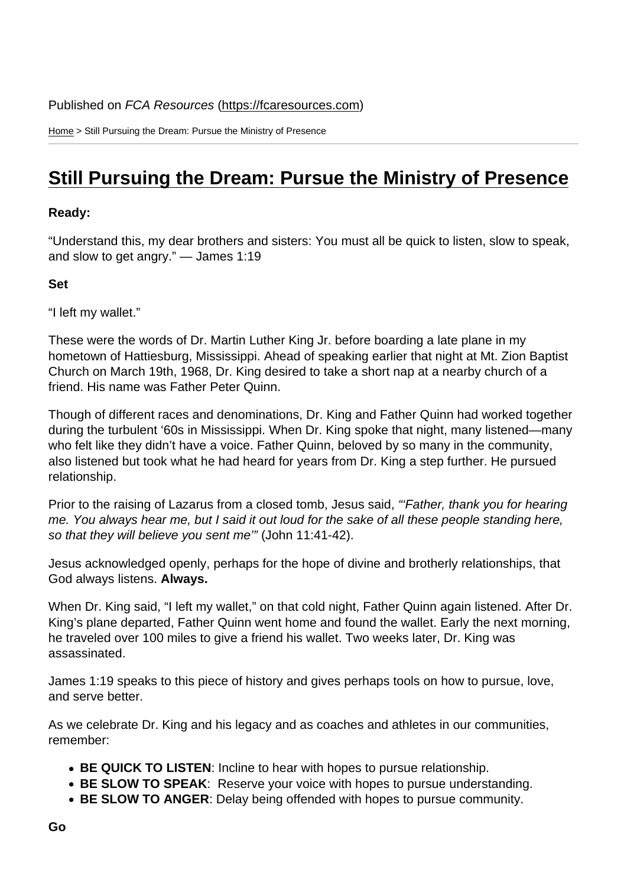Published on *FCA Resources* (https://fcaresources.com)

Home > Still Pursuing the Dream: Pursue the Ministry of Presence

# Still Pursuing the Dream: Pursue the Ministry of Presence

**Ready:**

"Understand this, my dear brothers and sisters: You must all be quick to listen, slow to speak, and slow to get angry." — James 1:19

**Set**

"I left my wallet."

These were the words of Dr. Martin Luther King Jr. before boarding a late plane in my hometown of Hattiesburg, Mississippi. Ahead of speaking earlier that night at Mt. Zion Baptist Church on March 19th, 1968, Dr. King desired to take a short nap at a nearby church of a friend. His name was Father Peter Quinn.

Though of different races and denominations, Dr. King and Father Quinn had worked together during the turbulent '60s in Mississippi. When Dr. King spoke that night, many listened—many who felt like they didn't have a voice. Father Quinn, beloved by so many in the community, also listened but took what he had heard for years from Dr. King a step further. He pursued relationship.

Prior to the raising of Lazarus from a closed tomb, Jesus said, *"'Father, thank you for hearing me. You always hear me, but I said it out loud for the sake of all these people standing here, so that they will believe you sent me'"* (John 11:41-42).

Jesus acknowledged openly, perhaps for the hope of divine and brotherly relationships, that God always listens. **Always.**

When Dr. King said, "I left my wallet," on that cold night, Father Quinn again listened. After Dr. King's plane departed, Father Quinn went home and found the wallet. Early the next morning, he traveled over 100 miles to give a friend his wallet. Two weeks later, Dr. King was assassinated.

James 1:19 speaks to this piece of history and gives perhaps tools on how to pursue, love, and serve better.

As we celebrate Dr. King and his legacy and as coaches and athletes in our communities, remember:

- **BE QUICK TO LISTEN**: Incline to hear with hopes to pursue relationship.
- **BE SLOW TO SPEAK**: Reserve your voice with hopes to pursue understanding.
- **BE SLOW TO ANGER**: Delay being offended with hopes to pursue community.

**Go**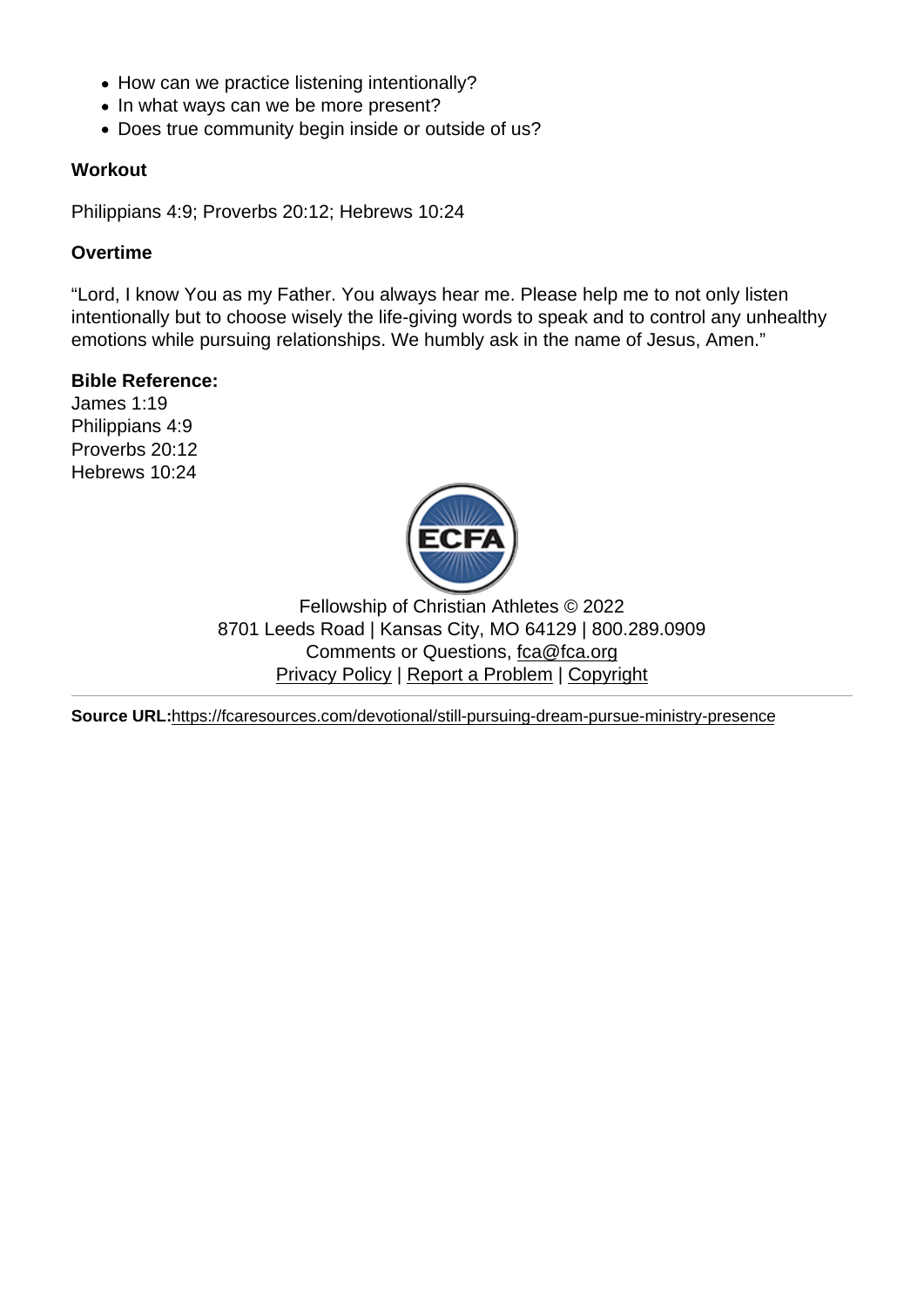- How can we practice listening intentionally?
- In what ways can we be more present?
- Does true community begin inside or outside of us?

**Workout**

Philippians 4:9; Proverbs 20:12; Hebrews 10:24

**Overtime**

"Lord, I know You as my Father. You always hear me. Please help me to not only listen intentionally but to choose wisely the life-giving words to speak and to control any unhealthy emotions while pursuing relationships. We humbly ask in the name of Jesus, Amen."

**Bible Reference:**
James 1:19
Philippians 4:9
Proverbs 20:12
Hebrews 10:24

Fellowship of Christian Athletes © 2022
8701 Leeds Road | Kansas City, MO 64129 | 800.289.0909
Comments or Questions, fca@fca.org
Privacy Policy | Report a Problem | Copyright

**Source URL:** https://fcaresources.com/devotional/still-pursuing-dream-pursue-ministry-presence